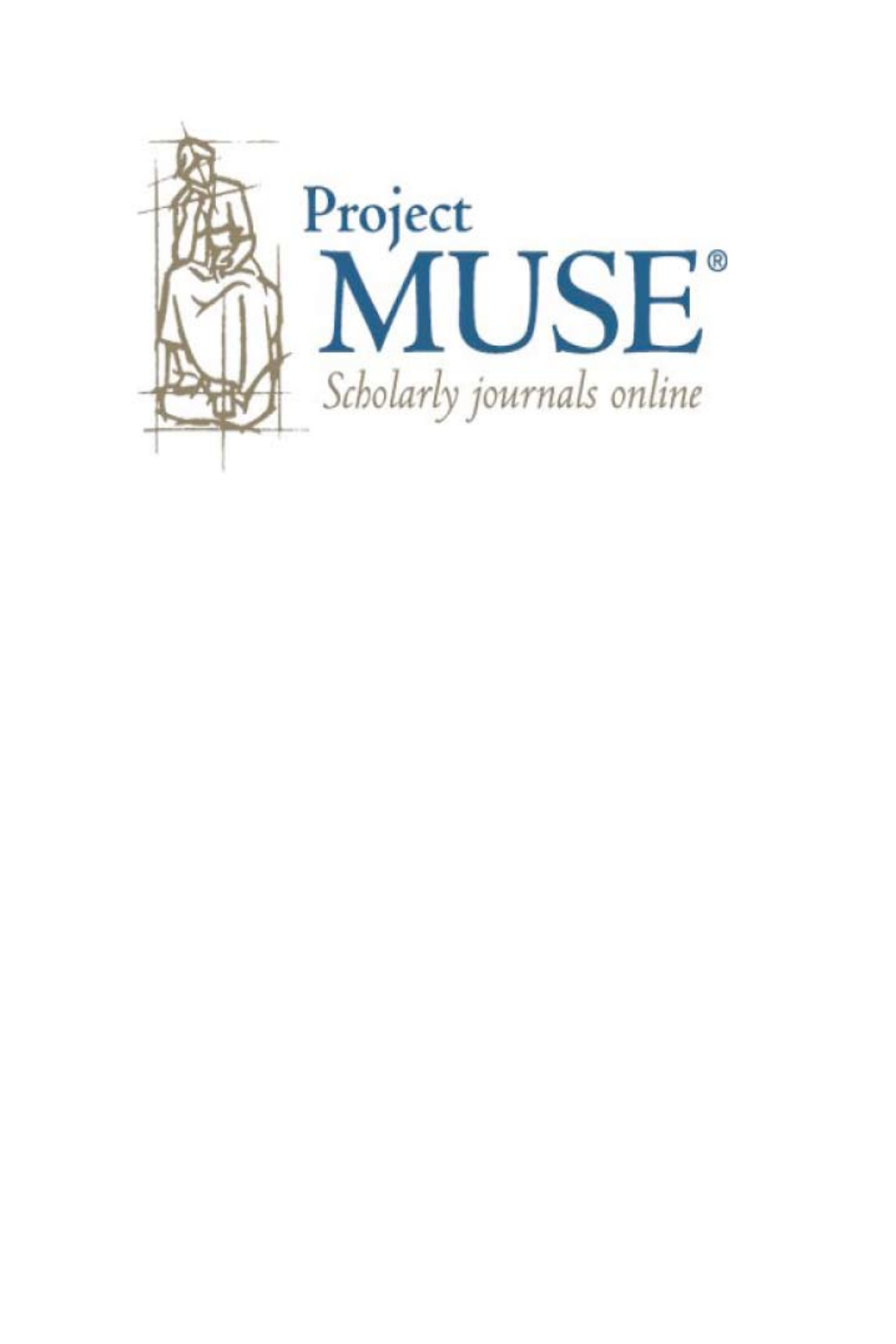Project

MUSE®

*Scholarly journals online*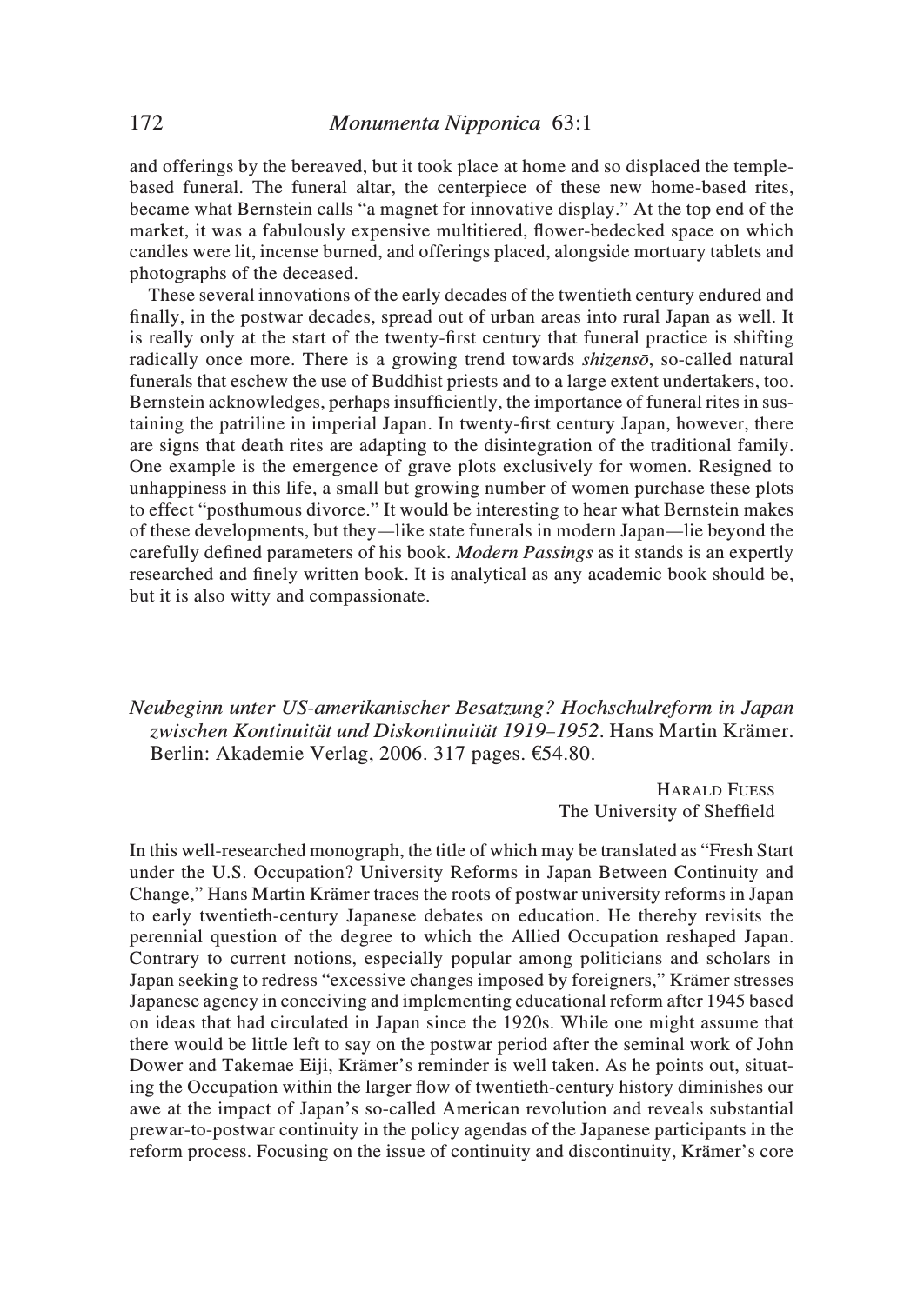and offerings by the bereaved, but it took place at home and so displaced the temple-based funeral. The funeral altar, the centerpiece of these new home-based rites, became what Bernstein calls "a magnet for innovative display." At the top end of the market, it was a fabulously expensive multitiered, flower-bedecked space on which candles were lit, incense burned, and offerings placed, alongside mortuary tablets and photographs of the deceased.

These several innovations of the early decades of the twentieth century endured and finally, in the postwar decades, spread out of urban areas into rural Japan as well. It is really only at the start of the twenty-first century that funeral practice is shifting radically once more. There is a growing trend towards *shizensō*, so-called natural funerals that eschew the use of Buddhist priests and to a large extent undertakers, too. Bernstein acknowledges, perhaps insufficiently, the importance of funeral rites in sustaining the patriline in imperial Japan. In twenty-first century Japan, however, there are signs that death rites are adapting to the disintegration of the traditional family. One example is the emergence of grave plots exclusively for women. Resigned to unhappiness in this life, a small but growing number of women purchase these plots to effect "posthumous divorce." It would be interesting to hear what Bernstein makes of these developments, but they—like state funerals in modern Japan—lie beyond the carefully defined parameters of his book. *Modern Passings* as it stands is an expertly researched and finely written book. It is analytical as any academic book should be, but it is also witty and compassionate.

*Neubeginn unter US-amerikanischer Besatzung? Hochschulreform in Japan zwischen Kontinuität und Diskontinuität 1919–1952*. Hans Martin Krämer. Berlin: Akademie Verlag, 2006. 317 pages. €54.80.

HARALD FUESS
The University of Sheffield

In this well-researched monograph, the title of which may be translated as "Fresh Start under the U.S. Occupation? University Reforms in Japan Between Continuity and Change," Hans Martin Krämer traces the roots of postwar university reforms in Japan to early twentieth-century Japanese debates on education. He thereby revisits the perennial question of the degree to which the Allied Occupation reshaped Japan. Contrary to current notions, especially popular among politicians and scholars in Japan seeking to redress "excessive changes imposed by foreigners," Krämer stresses Japanese agency in conceiving and implementing educational reform after 1945 based on ideas that had circulated in Japan since the 1920s. While one might assume that there would be little left to say on the postwar period after the seminal work of John Dower and Takemae Eiji, Krämer's reminder is well taken. As he points out, situating the Occupation within the larger flow of twentieth-century history diminishes our awe at the impact of Japan's so-called American revolution and reveals substantial prewar-to-postwar continuity in the policy agendas of the Japanese participants in the reform process. Focusing on the issue of continuity and discontinuity, Krämer's core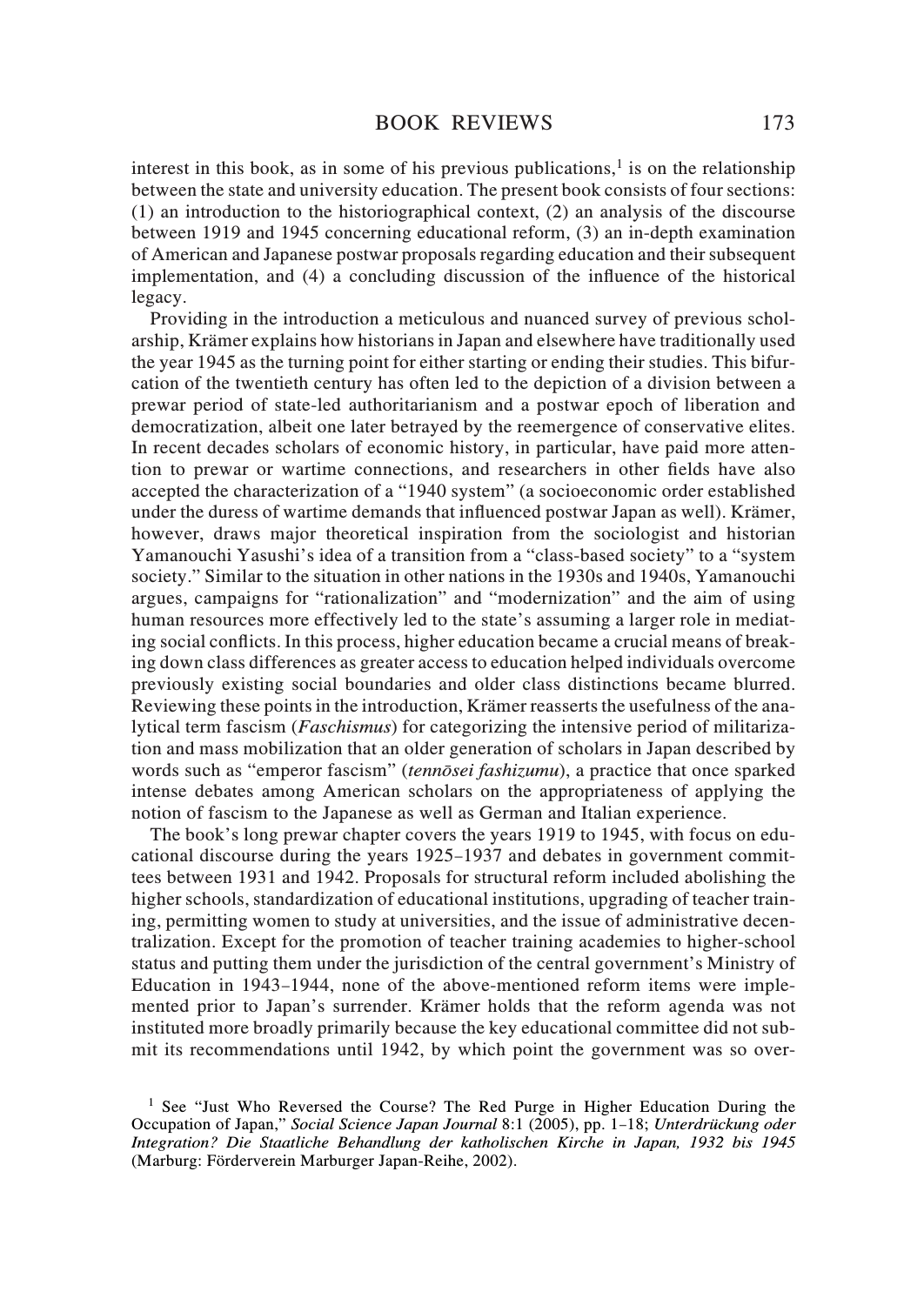interest in this book, as in some of his previous publications,[1] is on the relationship between the state and university education. The present book consists of four sections: (1) an introduction to the historiographical context, (2) an analysis of the discourse between 1919 and 1945 concerning educational reform, (3) an in-depth examination of American and Japanese postwar proposals regarding education and their subsequent implementation, and (4) a concluding discussion of the influence of the historical legacy.

Providing in the introduction a meticulous and nuanced survey of previous scholarship, Krämer explains how historians in Japan and elsewhere have traditionally used the year 1945 as the turning point for either starting or ending their studies. This bifurcation of the twentieth century has often led to the depiction of a division between a prewar period of state-led authoritarianism and a postwar epoch of liberation and democratization, albeit one later betrayed by the reemergence of conservative elites. In recent decades scholars of economic history, in particular, have paid more attention to prewar or wartime connections, and researchers in other fields have also accepted the characterization of a "1940 system" (a socioeconomic order established under the duress of wartime demands that influenced postwar Japan as well). Krämer, however, draws major theoretical inspiration from the sociologist and historian Yamanouchi Yasushi's idea of a transition from a "class-based society" to a "system society." Similar to the situation in other nations in the 1930s and 1940s, Yamanouchi argues, campaigns for "rationalization" and "modernization" and the aim of using human resources more effectively led to the state's assuming a larger role in mediating social conflicts. In this process, higher education became a crucial means of breaking down class differences as greater access to education helped individuals overcome previously existing social boundaries and older class distinctions became blurred. Reviewing these points in the introduction, Krämer reasserts the usefulness of the analytical term fascism (*Faschismus*) for categorizing the intensive period of militarization and mass mobilization that an older generation of scholars in Japan described by words such as "emperor fascism" (*tennōsei fashizumu*), a practice that once sparked intense debates among American scholars on the appropriateness of applying the notion of fascism to the Japanese as well as German and Italian experience.

The book's long prewar chapter covers the years 1919 to 1945, with focus on educational discourse during the years 1925–1937 and debates in government committees between 1931 and 1942. Proposals for structural reform included abolishing the higher schools, standardization of educational institutions, upgrading of teacher training, permitting women to study at universities, and the issue of administrative decentralization. Except for the promotion of teacher training academies to higher-school status and putting them under the jurisdiction of the central government's Ministry of Education in 1943–1944, none of the above-mentioned reform items were implemented prior to Japan's surrender. Krämer holds that the reform agenda was not instituted more broadly primarily because the key educational committee did not submit its recommendations until 1942, by which point the government was so over-

[1] See "Just Who Reversed the Course? The Red Purge in Higher Education During the Occupation of Japan," *Social Science Japan Journal* 8:1 (2005), pp. 1–18; *Unterdrückung oder Integration? Die Staatliche Behandlung der katholischen Kirche in Japan, 1932 bis 1945* (Marburg: Förderverein Marburger Japan-Reihe, 2002).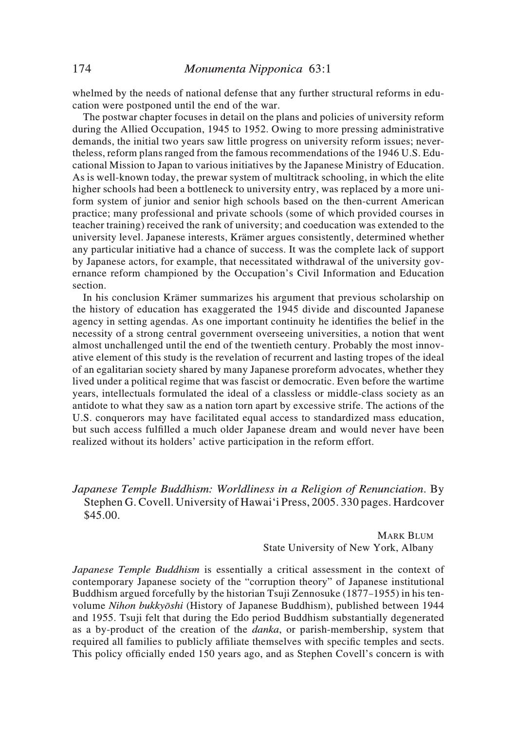whelmed by the needs of national defense that any further structural reforms in education were postponed until the end of the war.

The postwar chapter focuses in detail on the plans and policies of university reform during the Allied Occupation, 1945 to 1952. Owing to more pressing administrative demands, the initial two years saw little progress on university reform issues; nevertheless, reform plans ranged from the famous recommendations of the 1946 U.S. Educational Mission to Japan to various initiatives by the Japanese Ministry of Education. As is well-known today, the prewar system of multitrack schooling, in which the elite higher schools had been a bottleneck to university entry, was replaced by a more uniform system of junior and senior high schools based on the then-current American practice; many professional and private schools (some of which provided courses in teacher training) received the rank of university; and coeducation was extended to the university level. Japanese interests, Krämer argues consistently, determined whether any particular initiative had a chance of success. It was the complete lack of support by Japanese actors, for example, that necessitated withdrawal of the university governance reform championed by the Occupation's Civil Information and Education section.

In his conclusion Krämer summarizes his argument that previous scholarship on the history of education has exaggerated the 1945 divide and discounted Japanese agency in setting agendas. As one important continuity he identifies the belief in the necessity of a strong central government overseeing universities, a notion that went almost unchallenged until the end of the twentieth century. Probably the most innovative element of this study is the revelation of recurrent and lasting tropes of the ideal of an egalitarian society shared by many Japanese proreform advocates, whether they lived under a political regime that was fascist or democratic. Even before the wartime years, intellectuals formulated the ideal of a classless or middle-class society as an antidote to what they saw as a nation torn apart by excessive strife. The actions of the U.S. conquerors may have facilitated equal access to standardized mass education, but such access fulfilled a much older Japanese dream and would never have been realized without its holders' active participation in the reform effort.

## *Japanese Temple Buddhism: Worldliness in a Religion of Renunciation*. By Stephen G. Covell. University of Hawai'i Press, 2005. 330 pages. Hardcover $45.00.

Mark Blum
State University of New York, Albany

*Japanese Temple Buddhism* is essentially a critical assessment in the context of contemporary Japanese society of the "corruption theory" of Japanese institutional Buddhism argued forcefully by the historian Tsuji Zennosuke (1877–1955) in his ten-volume *Nihon bukkyōshi* (History of Japanese Buddhism), published between 1944 and 1955. Tsuji felt that during the Edo period Buddhism substantially degenerated as a by-product of the creation of the *danka*, or parish-membership, system that required all families to publicly affiliate themselves with specific temples and sects. This policy officially ended 150 years ago, and as Stephen Covell's concern is with